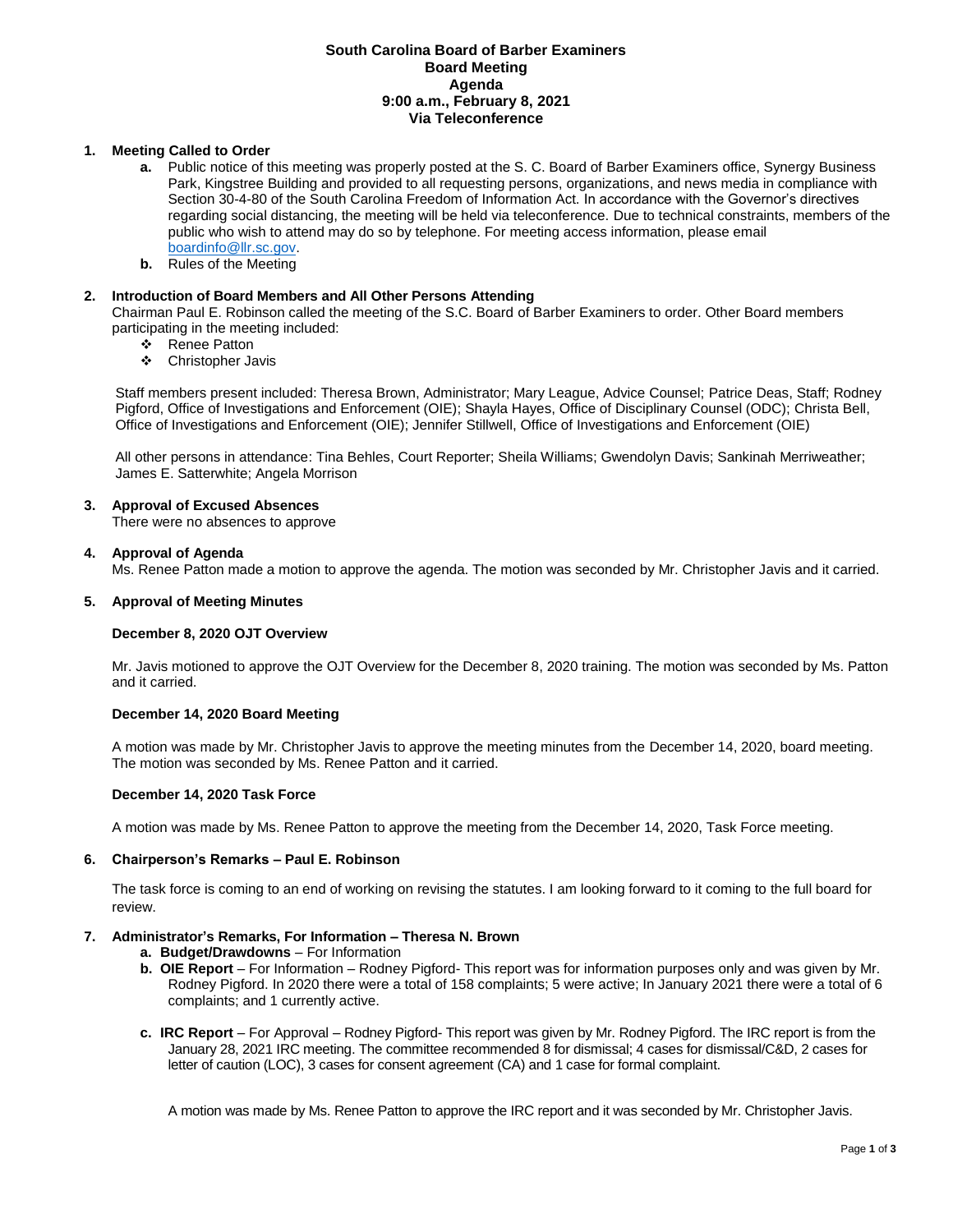# South Carolina Board of Barber Examiners
## Board Meeting
## Agenda
## 9:00 a.m., February 8, 2021
## Via Teleconference

**1. Meeting Called to Order**

   **a.** Public notice of this meeting was properly posted at the S. C. Board of Barber Examiners office, Synergy Business Park, Kingstree Building and provided to all requesting persons, organizations, and news media in compliance with Section 30-4-80 of the South Carolina Freedom of Information Act. In accordance with the Governor's directives regarding social distancing, the meeting will be held via teleconference. Due to technical constraints, members of the public who wish to attend may do so by telephone. For meeting access information, please email boardinfo@llr.sc.gov.

   **b.** Rules of the Meeting

**2. Introduction of Board Members and All Other Persons Attending**

Chairman Paul E. Robinson called the meeting of the S.C. Board of Barber Examiners to order. Other Board members participating in the meeting included:

- Renee Patton
- Christopher Javis

Staff members present included: Theresa Brown, Administrator; Mary League, Advice Counsel; Patrice Deas, Staff; Rodney Pigford, Office of Investigations and Enforcement (OIE); Shayla Hayes, Office of Disciplinary Counsel (ODC); Christa Bell, Office of Investigations and Enforcement (OIE); Jennifer Stillwell, Office of Investigations and Enforcement (OIE)

All other persons in attendance: Tina Behles, Court Reporter; Sheila Williams; Gwendolyn Davis; Sankinah Merriweather; James E. Satterwhite; Angela Morrison

**3. Approval of Excused Absences**

There were no absences to approve

**4. Approval of Agenda**

Ms. Renee Patton made a motion to approve the agenda. The motion was seconded by Mr. Christopher Javis and it carried.

**5. Approval of Meeting Minutes**

**December 8, 2020 OJT Overview**

Mr. Javis motioned to approve the OJT Overview for the December 8, 2020 training. The motion was seconded by Ms. Patton and it carried.

**December 14, 2020 Board Meeting**

A motion was made by Mr. Christopher Javis to approve the meeting minutes from the December 14, 2020, board meeting. The motion was seconded by Ms. Renee Patton and it carried.

**December 14, 2020 Task Force**

A motion was made by Ms. Renee Patton to approve the meeting from the December 14, 2020, Task Force meeting.

**6. Chairperson's Remarks – Paul E. Robinson**

The task force is coming to an end of working on revising the statutes. I am looking forward to it coming to the full board for review.

**7. Administrator's Remarks, For Information – Theresa N. Brown**

   **a. Budget/Drawdowns** – For Information

   **b. OIE Report** – For Information – Rodney Pigford- This report was for information purposes only and was given by Mr. Rodney Pigford. In 2020 there were a total of 158 complaints; 5 were active; In January 2021 there were a total of 6 complaints; and 1 currently active.

   **c. IRC Report** – For Approval – Rodney Pigford- This report was given by Mr. Rodney Pigford. The IRC report is from the January 28, 2021 IRC meeting. The committee recommended 8 for dismissal; 4 cases for dismissal/C&D, 2 cases for letter of caution (LOC), 3 cases for consent agreement (CA) and 1 case for formal complaint.

   A motion was made by Ms. Renee Patton to approve the IRC report and it was seconded by Mr. Christopher Javis.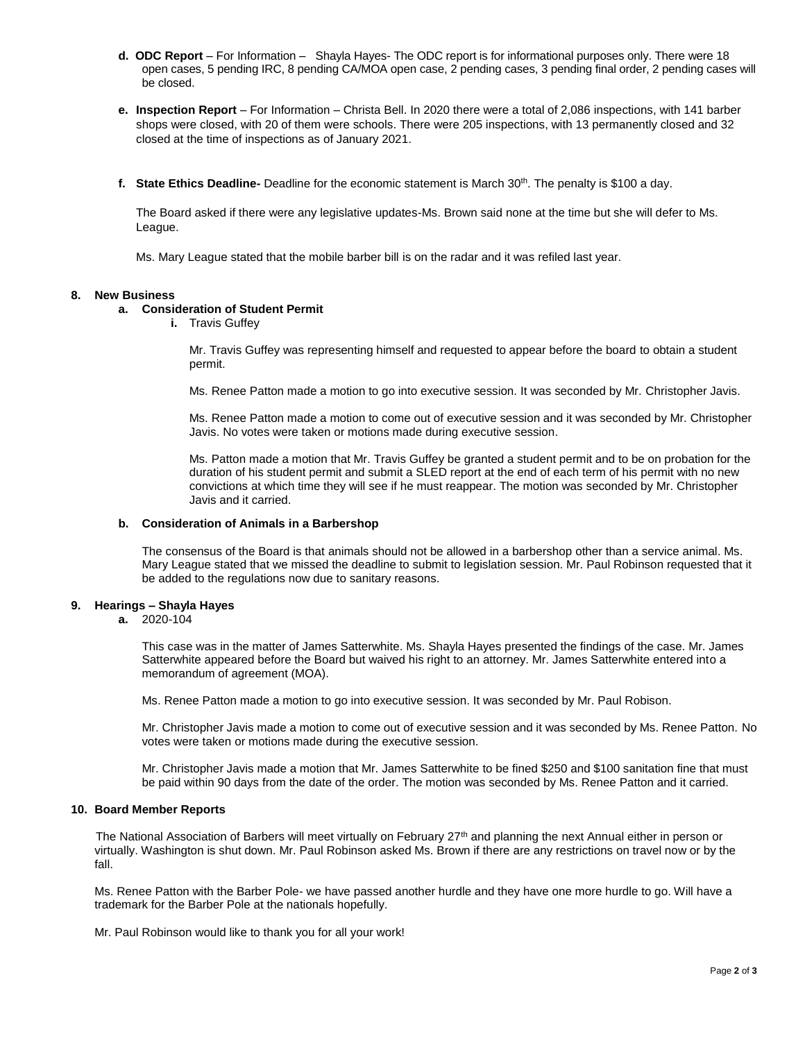**d. ODC Report** – For Information – Shayla Hayes- The ODC report is for informational purposes only. There were 18 open cases, 5 pending IRC, 8 pending CA/MOA open case, 2 pending cases, 3 pending final order, 2 pending cases will be closed.

**e. Inspection Report** – For Information – Christa Bell. In 2020 there were a total of 2,086 inspections, with 141 barber shops were closed, with 20 of them were schools. There were 205 inspections, with 13 permanently closed and 32 closed at the time of inspections as of January 2021.

**f. State Ethics Deadline-** Deadline for the economic statement is March 30th. The penalty is $100 a day.

The Board asked if there were any legislative updates-Ms. Brown said none at the time but she will defer to Ms. League.

Ms. Mary League stated that the mobile barber bill is on the radar and it was refiled last year.

**8. New Business**

**a. Consideration of Student Permit**

**i.** Travis Guffey

Mr. Travis Guffey was representing himself and requested to appear before the board to obtain a student permit.

Ms. Renee Patton made a motion to go into executive session. It was seconded by Mr. Christopher Javis.

Ms. Renee Patton made a motion to come out of executive session and it was seconded by Mr. Christopher Javis. No votes were taken or motions made during executive session.

Ms. Patton made a motion that Mr. Travis Guffey be granted a student permit and to be on probation for the duration of his student permit and submit a SLED report at the end of each term of his permit with no new convictions at which time they will see if he must reappear. The motion was seconded by Mr. Christopher Javis and it carried.

**b. Consideration of Animals in a Barbershop**

The consensus of the Board is that animals should not be allowed in a barbershop other than a service animal. Ms. Mary League stated that we missed the deadline to submit to legislation session. Mr. Paul Robinson requested that it be added to the regulations now due to sanitary reasons.

**9. Hearings – Shayla Hayes**

**a.** 2020-104

This case was in the matter of James Satterwhite. Ms. Shayla Hayes presented the findings of the case. Mr. James Satterwhite appeared before the Board but waived his right to an attorney. Mr. James Satterwhite entered into a memorandum of agreement (MOA).

Ms. Renee Patton made a motion to go into executive session. It was seconded by Mr. Paul Robison.

Mr. Christopher Javis made a motion to come out of executive session and it was seconded by Ms. Renee Patton. No votes were taken or motions made during the executive session.

Mr. Christopher Javis made a motion that Mr. James Satterwhite to be fined $250 and $100 sanitation fine that must be paid within 90 days from the date of the order. The motion was seconded by Ms. Renee Patton and it carried.

**10. Board Member Reports**

The National Association of Barbers will meet virtually on February 27th and planning the next Annual either in person or virtually. Washington is shut down. Mr. Paul Robinson asked Ms. Brown if there are any restrictions on travel now or by the fall.

Ms. Renee Patton with the Barber Pole- we have passed another hurdle and they have one more hurdle to go. Will have a trademark for the Barber Pole at the nationals hopefully.

Mr. Paul Robinson would like to thank you for all your work!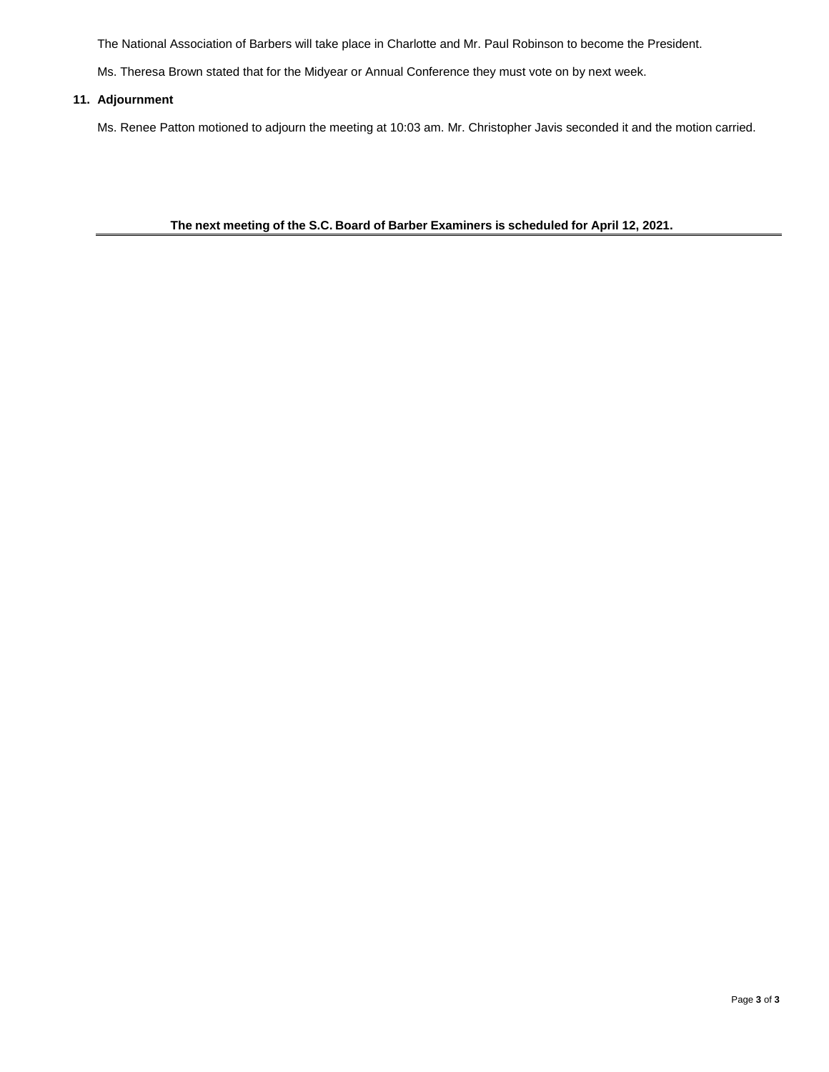The National Association of Barbers will take place in Charlotte and Mr. Paul Robinson to become the President.

Ms. Theresa Brown stated that for the Midyear or Annual Conference they must vote on by next week.

**11. Adjournment**

Ms. Renee Patton motioned to adjourn the meeting at 10:03 am. Mr. Christopher Javis seconded it and the motion carried.

**The next meeting of the S.C. Board of Barber Examiners is scheduled for April 12, 2021.**